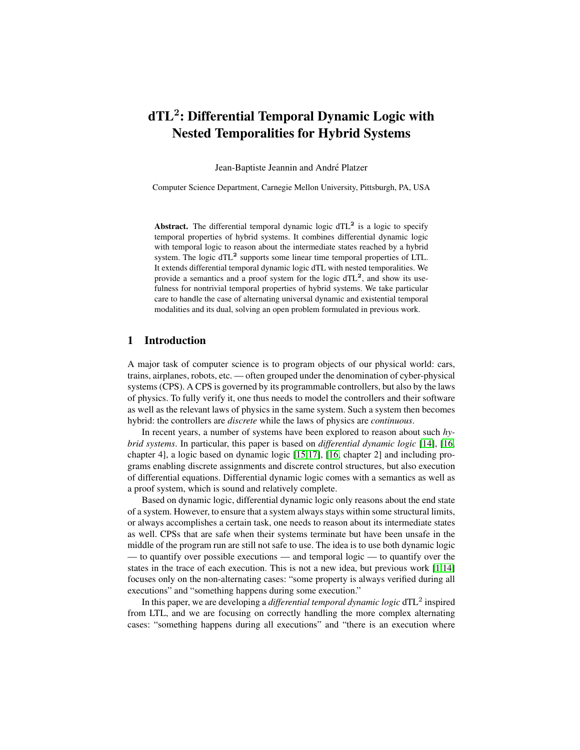# $dTL^2$: Differential Temporal Dynamic Logic with Nested Temporalities for Hybrid Systems

Jean-Baptiste Jeannin and André Platzer

Computer Science Department, Carnegie Mellon University, Pittsburgh, PA, USA

**Abstract.** The differential temporal dynamic logic $dTL^2$ is a logic to specify temporal properties of hybrid systems. It combines differential dynamic logic with temporal logic to reason about the intermediate states reached by a hybrid system. The logic $dTL^2$ supports some linear time temporal properties of LTL. It extends differential temporal dynamic logic dTL with nested temporalities. We provide a semantics and a proof system for the logic $dTL^2$, and show its usefulness for nontrivial temporal properties of hybrid systems. We take particular care to handle the case of alternating universal dynamic and existential temporal modalities and its dual, solving an open problem formulated in previous work.

## 1 Introduction

A major task of computer science is to program objects of our physical world: cars, trains, airplanes, robots, etc. — often grouped under the denomination of cyber-physical systems (CPS). A CPS is governed by its programmable controllers, but also by the laws of physics. To fully verify it, one thus needs to model the controllers and their software as well as the relevant laws of physics in the same system. Such a system then becomes hybrid: the controllers are *discrete* while the laws of physics are *continuous*.

In recent years, a number of systems have been explored to reason about such *hybrid systems*. In particular, this paper is based on *differential dynamic logic* [14], [16, chapter 4], a logic based on dynamic logic [15,17], [16, chapter 2] and including programs enabling discrete assignments and discrete control structures, but also execution of differential equations. Differential dynamic logic comes with a semantics as well as a proof system, which is sound and relatively complete.

Based on dynamic logic, differential dynamic logic only reasons about the end state of a system. However, to ensure that a system always stays within some structural limits, or always accomplishes a certain task, one needs to reason about its intermediate states as well. CPSs that are safe when their systems terminate but have been unsafe in the middle of the program run are still not safe to use. The idea is to use both dynamic logic — to quantify over possible executions — and temporal logic — to quantify over the states in the trace of each execution. This is not a new idea, but previous work [1,14] focuses only on the non-alternating cases: "some property is always verified during all executions" and "something happens during some execution."

In this paper, we are developing a *differential temporal dynamic logic* $dTL^2$ inspired from LTL, and we are focusing on correctly handling the more complex alternating cases: "something happens during all executions" and "there is an execution where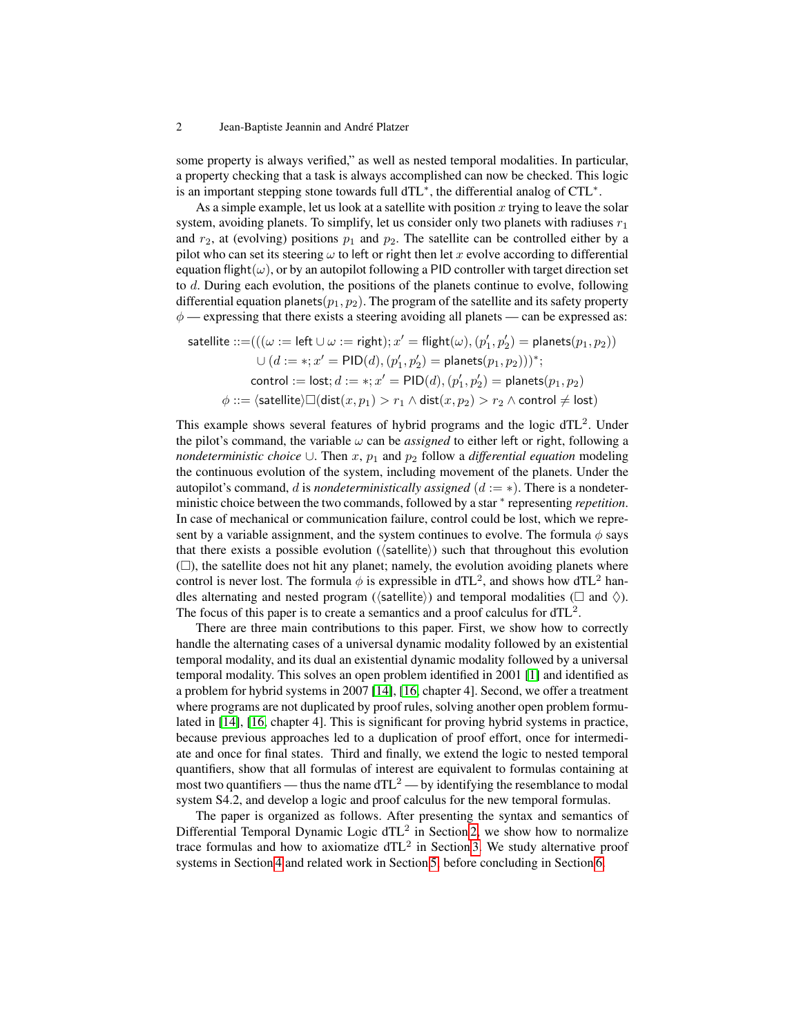some property is always verified," as well as nested temporal modalities. In particular, a property checking that a task is always accomplished can now be checked. This logic is an important stepping stone towards full dTL$^*$, the differential analog of CTL$^*$.

As a simple example, let us look at a satellite with position $x$ trying to leave the solar system, avoiding planets. To simplify, let us consider only two planets with radiuses $r_1$ and $r_2$, at (evolving) positions $p_1$ and $p_2$. The satellite can be controlled either by a pilot who can set its steering $\omega$ to left or right then let $x$ evolve according to differential equation $\mathsf{flight}(\omega)$, or by an autopilot following a PID controller with target direction set to $d$. During each evolution, the positions of the planets continue to evolve, following differential equation $\mathsf{planets}(p_1, p_2)$. The program of the satellite and its safety property $\phi$ — expressing that there exists a steering avoiding all planets — can be expressed as:

$$
\begin{aligned}
\mathsf{satellite} ::= &(((\omega := \mathsf{left} \cup \omega := \mathsf{right}); x' = \mathsf{flight}(\omega), (p_1', p_2') = \mathsf{planets}(p_1, p_2)) \\
&\cup (d := *; x' = \mathsf{PID}(d), (p_1', p_2') = \mathsf{planets}(p_1, p_2)))^*; \\
&\mathsf{control} := \mathsf{lost}; d := *; x' = \mathsf{PID}(d), (p_1', p_2') = \mathsf{planets}(p_1, p_2) \\
\phi ::= &\langle \mathsf{satellite} \rangle \Box (\mathsf{dist}(x, p_1) > r_1 \wedge \mathsf{dist}(x, p_2) > r_2 \wedge \mathsf{control} \neq \mathsf{lost})
\end{aligned}
$$

This example shows several features of hybrid programs and the logic dTL$^2$. Under the pilot's command, the variable $\omega$ can be *assigned* to either left or right, following a *nondeterministic choice* $\cup$. Then $x$, $p_1$ and $p_2$ follow a *differential equation* modeling the continuous evolution of the system, including movement of the planets. Under the autopilot's command, $d$ is *nondeterministically assigned* ($d := *$). There is a nondeterministic choice between the two commands, followed by a star $^*$ representing *repetition*. In case of mechanical or communication failure, control could be lost, which we represent by a variable assignment, and the system continues to evolve. The formula $\phi$ says that there exists a possible evolution ($\langle \mathsf{satellite} \rangle$) such that throughout this evolution ($\Box$), the satellite does not hit any planet; namely, the evolution avoiding planets where control is never lost. The formula $\phi$ is expressible in dTL$^2$, and shows how dTL$^2$ handles alternating and nested program ($\langle \mathsf{satellite} \rangle$) and temporal modalities ($\Box$ and $\Diamond$). The focus of this paper is to create a semantics and a proof calculus for dTL$^2$.

There are three main contributions to this paper. First, we show how to correctly handle the alternating cases of a universal dynamic modality followed by an existential temporal modality, and its dual an existential dynamic modality followed by a universal temporal modality. This solves an open problem identified in 2001 [1] and identified as a problem for hybrid systems in 2007 [14], [16, chapter 4]. Second, we offer a treatment where programs are not duplicated by proof rules, solving another open problem formulated in [14], [16, chapter 4]. This is significant for proving hybrid systems in practice, because previous approaches led to a duplication of proof effort, once for intermediate and once for final states. Third and finally, we extend the logic to nested temporal quantifiers, show that all formulas of interest are equivalent to formulas containing at most two quantifiers — thus the name dTL$^2$ — by identifying the resemblance to modal system S4.2, and develop a logic and proof calculus for the new temporal formulas.

The paper is organized as follows. After presenting the syntax and semantics of Differential Temporal Dynamic Logic dTL$^2$ in Section 2, we show how to normalize trace formulas and how to axiomatize dTL$^2$ in Section 3. We study alternative proof systems in Section 4 and related work in Section 5, before concluding in Section 6.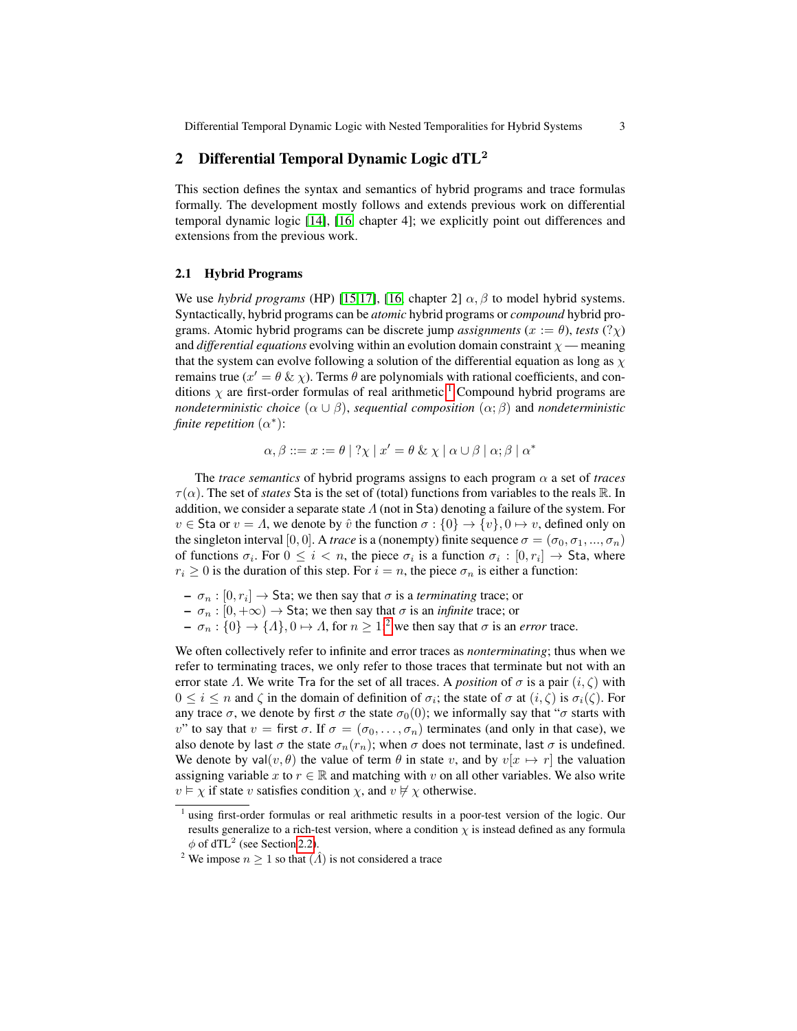## 2 Differential Temporal Dynamic Logic dTL$^2$

This section defines the syntax and semantics of hybrid programs and trace formulas formally. The development mostly follows and extends previous work on differential temporal dynamic logic [14], [16, chapter 4]; we explicitly point out differences and extensions from the previous work.

### 2.1 Hybrid Programs

We use *hybrid programs* (HP) [15,17], [16, chapter 2] $\alpha, \beta$ to model hybrid systems. Syntactically, hybrid programs can be *atomic* hybrid programs or *compound* hybrid programs. Atomic hybrid programs can be discrete jump *assignments* ($x := \theta$), *tests* ($?\chi$) and *differential equations* evolving within an evolution domain constraint $\chi$ — meaning that the system can evolve following a solution of the differential equation as long as $\chi$ remains true ($x' = \theta \;\&\; \chi$). Terms $\theta$ are polynomials with rational coefficients, and conditions $\chi$ are first-order formulas of real arithmetic.[1] Compound hybrid programs are *nondeterministic choice* ($\alpha \cup \beta$), *sequential composition* ($\alpha; \beta$) and *nondeterministic finite repetition* ($\alpha^*$):

$$\alpha, \beta ::= x := \theta \mid ?\chi \mid x' = \theta \;\&\; \chi \mid \alpha \cup \beta \mid \alpha; \beta \mid \alpha^*$$

The *trace semantics* of hybrid programs assigns to each program $\alpha$ a set of *traces* $\tau(\alpha)$. The set of *states* $\mathsf{Sta}$ is the set of (total) functions from variables to the reals $\mathbb{R}$. In addition, we consider a separate state $\Lambda$ (not in $\mathsf{Sta}$) denoting a failure of the system. For $v \in \mathsf{Sta}$ or $v = \Lambda$, we denote by $\hat{v}$ the function $\sigma : \{0\} \to \{v\}, 0 \mapsto v$, defined only on the singleton interval $[0, 0]$. A *trace* is a (nonempty) finite sequence $\sigma = (\sigma_0, \sigma_1, ..., \sigma_n)$ of functions $\sigma_i$. For $0 \leq i < n$, the piece $\sigma_i$ is a function $\sigma_i : [0, r_i] \to \mathsf{Sta}$, where $r_i \geq 0$ is the duration of this step. For $i = n$, the piece $\sigma_n$ is either a function:

- $\sigma_n : [0, r_i] \to \mathsf{Sta}$; we then say that $\sigma$ is a *terminating* trace; or
- $\sigma_n : [0, +\infty) \to \mathsf{Sta}$; we then say that $\sigma$ is an *infinite* trace; or
- $\sigma_n : \{0\} \to \{\Lambda\}, 0 \mapsto \Lambda$, for $n \geq 1$;[2] we then say that $\sigma$ is an *error* trace.

We often collectively refer to infinite and error traces as *nonterminating*; thus when we refer to terminating traces, we only refer to those traces that terminate but not with an error state $\Lambda$. We write $\mathsf{Tra}$ for the set of all traces. A *position* of $\sigma$ is a pair $(i, \zeta)$ with $0 \leq i \leq n$ and $\zeta$ in the domain of definition of $\sigma_i$; the state of $\sigma$ at $(i, \zeta)$ is $\sigma_i(\zeta)$. For any trace $\sigma$, we denote by $\mathsf{first}\ \sigma$ the state $\sigma_0(0)$; we informally say that "$\sigma$ starts with $v$" to say that $v = \mathsf{first}\ \sigma$. If $\sigma = (\sigma_0, \ldots, \sigma_n)$ terminates (and only in that case), we also denote by $\mathsf{last}\ \sigma$ the state $\sigma_n(r_n)$; when $\sigma$ does not terminate, $\mathsf{last}\ \sigma$ is undefined. We denote by $\mathsf{val}(v, \theta)$ the value of term $\theta$ in state $v$, and by $v[x \mapsto r]$ the valuation assigning variable $x$ to $r \in \mathbb{R}$ and matching with $v$ on all other variables. We also write $v \vDash \chi$ if state $v$ satisfies condition $\chi$, and $v \nvDash \chi$ otherwise.

---

[1] using first-order formulas or real arithmetic results in a poor-test version of the logic. Our results generalize to a rich-test version, where a condition $\chi$ is instead defined as any formula $\phi$ of dTL$^2$ (see Section 2.2).

[2] We impose $n \geq 1$ so that $(\hat{\Lambda})$ is not considered a trace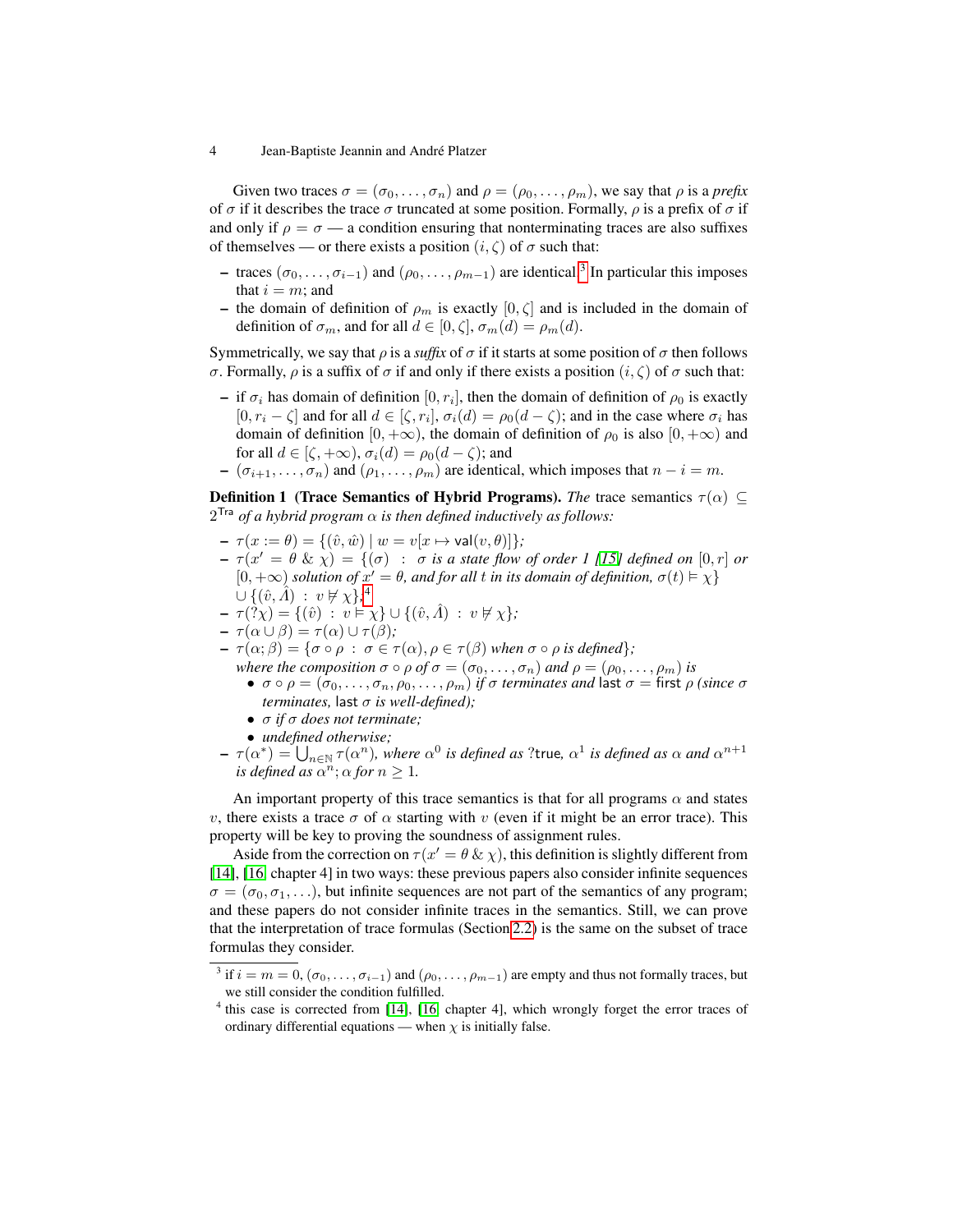Given two traces $\sigma = (\sigma_0, \ldots, \sigma_n)$ and $\rho = (\rho_0, \ldots, \rho_m)$, we say that $\rho$ is a *prefix* of $\sigma$ if it describes the trace $\sigma$ truncated at some position. Formally, $\rho$ is a prefix of $\sigma$ if and only if $\rho = \sigma$ — a condition ensuring that nonterminating traces are also suffixes of themselves — or there exists a position $(i, \zeta)$ of $\sigma$ such that:

- traces $(\sigma_0, \ldots, \sigma_{i-1})$ and $(\rho_0, \ldots, \rho_{m-1})$ are identical.[3] In particular this imposes that $i = m$; and
- the domain of definition of $\rho_m$ is exactly $[0, \zeta]$ and is included in the domain of definition of $\sigma_m$, and for all $d \in [0, \zeta]$, $\sigma_m(d) = \rho_m(d)$.

Symmetrically, we say that $\rho$ is a *suffix* of $\sigma$ if it starts at some position of $\sigma$ then follows $\sigma$. Formally, $\rho$ is a suffix of $\sigma$ if and only if there exists a position $(i, \zeta)$ of $\sigma$ such that:

- if $\sigma_i$ has domain of definition $[0, r_i]$, then the domain of definition of $\rho_0$ is exactly $[0, r_i - \zeta]$ and for all $d \in [\zeta, r_i]$, $\sigma_i(d) = \rho_0(d - \zeta)$; and in the case where $\sigma_i$ has domain of definition $[0, +\infty)$, the domain of definition of $\rho_0$ is also $[0, +\infty)$ and for all $d \in [\zeta, +\infty)$, $\sigma_i(d) = \rho_0(d - \zeta)$; and
- $(\sigma_{i+1}, \ldots, \sigma_n)$ and $(\rho_1, \ldots, \rho_m)$ are identical, which imposes that $n - i = m$.

**Definition 1 (Trace Semantics of Hybrid Programs).** *The* trace semantics $\tau(\alpha) \subseteq 2^{\mathsf{Tra}}$ *of a hybrid program $\alpha$ is then defined inductively as follows:*

- $\tau(x := \theta) = \{(\hat{v}, \hat{w}) \mid w = v[x \mapsto \mathsf{val}(v, \theta)]\}$;
- $\tau(x' = \theta \,\&\, \chi) = \{(\sigma) \;:\; \sigma$ *is a state flow of order 1 [15] defined on* $[0, r]$ *or* $[0, +\infty)$ *solution of* $x' = \theta$, *and for all* $t$ *in its domain of definition,* $\sigma(t) \vDash \chi\}$ $\cup \{(\hat{v}, \hat{\Lambda}) \;:\; v \nvDash \chi\}$;[4]
- $\tau(?\chi) = \{(\hat{v}) \;:\; v \vDash \chi\} \cup \{(\hat{v}, \hat{\Lambda}) \;:\; v \nvDash \chi\}$;
- $\tau(\alpha \cup \beta) = \tau(\alpha) \cup \tau(\beta)$;
- $\tau(\alpha; \beta) = \{\sigma \circ \rho \;:\; \sigma \in \tau(\alpha), \rho \in \tau(\beta)$ *when* $\sigma \circ \rho$ *is defined*$\}$;
  *where the composition* $\sigma \circ \rho$ *of* $\sigma = (\sigma_0, \ldots, \sigma_n)$ *and* $\rho = (\rho_0, \ldots, \rho_m)$ *is*
  - $\sigma \circ \rho = (\sigma_0, \ldots, \sigma_n, \rho_0, \ldots, \rho_m)$ *if* $\sigma$ *terminates and* $\mathsf{last}\;\sigma = \mathsf{first}\;\rho$ *(since* $\sigma$ *terminates,* $\mathsf{last}\;\sigma$ *is well-defined);*
  - $\sigma$ *if* $\sigma$ *does not terminate;*
  - *undefined otherwise;*
- $\tau(\alpha^*) = \bigcup_{n \in \mathbb{N}} \tau(\alpha^n)$, *where* $\alpha^0$ *is defined as* $?\mathsf{true}$, $\alpha^1$ *is defined as* $\alpha$ *and* $\alpha^{n+1}$ *is defined as* $\alpha^n; \alpha$ *for* $n \geq 1$.

An important property of this trace semantics is that for all programs $\alpha$ and states $v$, there exists a trace $\sigma$ of $\alpha$ starting with $v$ (even if it might be an error trace). This property will be key to proving the soundness of assignment rules.

Aside from the correction on $\tau(x' = \theta \,\&\, \chi)$, this definition is slightly different from [14], [16, chapter 4] in two ways: these previous papers also consider infinite sequences $\sigma = (\sigma_0, \sigma_1, \ldots)$, but infinite sequences are not part of the semantics of any program; and these papers do not consider infinite traces in the semantics. Still, we can prove that the interpretation of trace formulas (Section 2.2) is the same on the subset of trace formulas they consider.

[3] if $i = m = 0$, $(\sigma_0, \ldots, \sigma_{i-1})$ and $(\rho_0, \ldots, \rho_{m-1})$ are empty and thus not formally traces, but we still consider the condition fulfilled.

[4] this case is corrected from [14], [16, chapter 4], which wrongly forget the error traces of ordinary differential equations — when $\chi$ is initially false.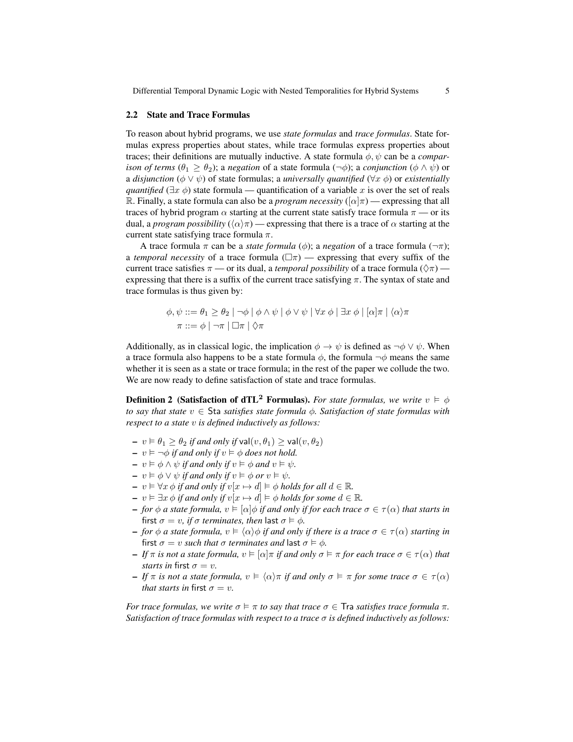### 2.2 State and Trace Formulas

To reason about hybrid programs, we use *state formulas* and *trace formulas*. State formulas express properties about states, while trace formulas express properties about traces; their definitions are mutually inductive. A state formula $\phi, \psi$ can be a *comparison of terms* ($\theta_1 \geq \theta_2$); a *negation* of a state formula ($\neg\phi$); a *conjunction* ($\phi \wedge \psi$) or a *disjunction* ($\phi \vee \psi$) of state formulas; a *universally quantified* ($\forall x\ \phi$) or *existentially quantified* ($\exists x\ \phi$) state formula — quantification of a variable $x$ is over the set of reals $\mathbb{R}$. Finally, a state formula can also be a *program necessity* ($[\alpha]\pi$) — expressing that all traces of hybrid program $\alpha$ starting at the current state satisfy trace formula $\pi$ — or its dual, a *program possibility* ($\langle\alpha\rangle\pi$) — expressing that there is a trace of $\alpha$ starting at the current state satisfying trace formula $\pi$.

A trace formula $\pi$ can be a *state formula* ($\phi$); a *negation* of a trace formula ($\neg\pi$); a *temporal necessity* of a trace formula ($\Box\pi$) — expressing that every suffix of the current trace satisfies $\pi$ — or its dual, a *temporal possibility* of a trace formula ($\Diamond\pi$) — expressing that there is a suffix of the current trace satisfying $\pi$. The syntax of state and trace formulas is thus given by:

$$\phi, \psi ::= \theta_1 \geq \theta_2 \mid \neg\phi \mid \phi \wedge \psi \mid \phi \vee \psi \mid \forall x\ \phi \mid \exists x\ \phi \mid [\alpha]\pi \mid \langle\alpha\rangle\pi$$
$$\pi ::= \phi \mid \neg\pi \mid \Box\pi \mid \Diamond\pi$$

Additionally, as in classical logic, the implication $\phi \rightarrow \psi$ is defined as $\neg\phi \vee \psi$. When a trace formula also happens to be a state formula $\phi$, the formula $\neg\phi$ means the same whether it is seen as a state or trace formula; in the rest of the paper we collude the two. We are now ready to define satisfaction of state and trace formulas.

**Definition 2 (Satisfaction of dTL$^2$ Formulas).** *For state formulas, we write $v \vDash \phi$ to say that state $v \in \mathsf{Sta}$ satisfies state formula $\phi$. Satisfaction of state formulas with respect to a state $v$ is defined inductively as follows:*

- *$v \vDash \theta_1 \geq \theta_2$ if and only if $\mathsf{val}(v, \theta_1) \geq \mathsf{val}(v, \theta_2)$*
- *$v \vDash \neg\phi$ if and only if $v \vDash \phi$ does not hold.*
- *$v \vDash \phi \wedge \psi$ if and only if $v \vDash \phi$ and $v \vDash \psi$.*
- *$v \vDash \phi \vee \psi$ if and only if $v \vDash \phi$ or $v \vDash \psi$.*
- *$v \vDash \forall x\ \phi$ if and only if $v[x \mapsto d] \vDash \phi$ holds for all $d \in \mathbb{R}$.*
- *$v \vDash \exists x\ \phi$ if and only if $v[x \mapsto d] \vDash \phi$ holds for some $d \in \mathbb{R}$.*
- *for $\phi$ a state formula, $v \vDash [\alpha]\phi$ if and only if for each trace $\sigma \in \tau(\alpha)$ that starts in $\mathsf{first}\ \sigma = v$, if $\sigma$ terminates, then $\mathsf{last}\ \sigma \vDash \phi$.*
- *for $\phi$ a state formula, $v \vDash \langle\alpha\rangle\phi$ if and only if there is a trace $\sigma \in \tau(\alpha)$ starting in $\mathsf{first}\ \sigma = v$ such that $\sigma$ terminates and $\mathsf{last}\ \sigma \vDash \phi$.*
- *If $\pi$ is not a state formula, $v \vDash [\alpha]\pi$ if and only $\sigma \vDash \pi$ for each trace $\sigma \in \tau(\alpha)$ that starts in $\mathsf{first}\ \sigma = v$.*
- *If $\pi$ is not a state formula, $v \vDash \langle\alpha\rangle\pi$ if and only $\sigma \vDash \pi$ for some trace $\sigma \in \tau(\alpha)$ that starts in $\mathsf{first}\ \sigma = v$.*

*For trace formulas, we write $\sigma \vDash \pi$ to say that trace $\sigma \in \mathsf{Tra}$ satisfies trace formula $\pi$. Satisfaction of trace formulas with respect to a trace $\sigma$ is defined inductively as follows:*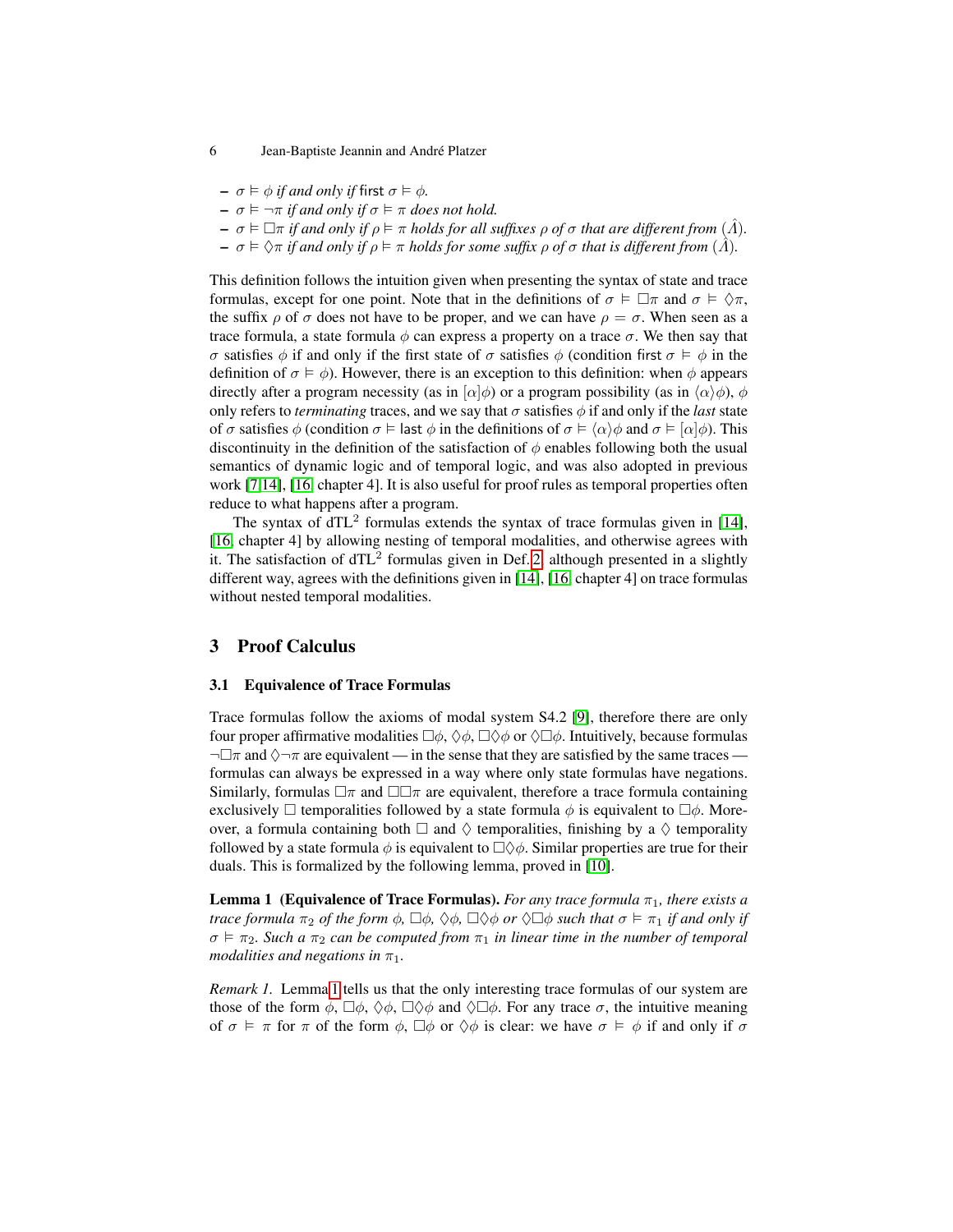- $\sigma \vDash \phi$ *if and only if* first $\sigma \vDash \phi$.
- $\sigma \vDash \neg\pi$ *if and only if* $\sigma \vDash \pi$ *does not hold.*
- $\sigma \vDash \Box\pi$ *if and only if* $\rho \vDash \pi$ *holds for all suffixes* $\rho$ *of* $\sigma$ *that are different from* $(\hat{\Lambda})$.
- $\sigma \vDash \Diamond\pi$ *if and only if* $\rho \vDash \pi$ *holds for some suffix* $\rho$ *of* $\sigma$ *that is different from* $(\hat{\Lambda})$.

This definition follows the intuition given when presenting the syntax of state and trace formulas, except for one point. Note that in the definitions of $\sigma \vDash \Box\pi$ and $\sigma \vDash \Diamond\pi$, the suffix $\rho$ of $\sigma$ does not have to be proper, and we can have $\rho = \sigma$. When seen as a trace formula, a state formula $\phi$ can express a property on a trace $\sigma$. We then say that $\sigma$ satisfies $\phi$ if and only if the first state of $\sigma$ satisfies $\phi$ (condition first $\sigma \vDash \phi$ in the definition of $\sigma \vDash \phi$). However, there is an exception to this definition: when $\phi$ appears directly after a program necessity (as in $[\alpha]\phi$) or a program possibility (as in $\langle\alpha\rangle\phi$), $\phi$ only refers to *terminating* traces, and we say that $\sigma$ satisfies $\phi$ if and only if the *last* state of $\sigma$ satisfies $\phi$ (condition $\sigma \vDash$ last $\phi$ in the definitions of $\sigma \vDash \langle\alpha\rangle\phi$ and $\sigma \vDash [\alpha]\phi$). This discontinuity in the definition of the satisfaction of $\phi$ enables following both the usual semantics of dynamic logic and of temporal logic, and was also adopted in previous work [7,14], [16, chapter 4]. It is also useful for proof rules as temporal properties often reduce to what happens after a program.

The syntax of $\mathrm{dTL}^2$ formulas extends the syntax of trace formulas given in [14], [16, chapter 4] by allowing nesting of temporal modalities, and otherwise agrees with it. The satisfaction of $\mathrm{dTL}^2$ formulas given in Def. 2, although presented in a slightly different way, agrees with the definitions given in [14], [16, chapter 4] on trace formulas without nested temporal modalities.

## 3 Proof Calculus

### 3.1 Equivalence of Trace Formulas

Trace formulas follow the axioms of modal system S4.2 [9], therefore there are only four proper affirmative modalities $\Box\phi$, $\Diamond\phi$, $\Box\Diamond\phi$ or $\Diamond\Box\phi$. Intuitively, because formulas $\neg\Box\pi$ and $\Diamond\neg\pi$ are equivalent — in the sense that they are satisfied by the same traces — formulas can always be expressed in a way where only state formulas have negations. Similarly, formulas $\Box\pi$ and $\Box\Box\pi$ are equivalent, therefore a trace formula containing exclusively $\Box$ temporalities followed by a state formula $\phi$ is equivalent to $\Box\phi$. Moreover, a formula containing both $\Box$ and $\Diamond$ temporalities, finishing by a $\Diamond$ temporality followed by a state formula $\phi$ is equivalent to $\Box\Diamond\phi$. Similar properties are true for their duals. This is formalized by the following lemma, proved in [10].

**Lemma 1 (Equivalence of Trace Formulas).** *For any trace formula* $\pi_1$*, there exists a trace formula* $\pi_2$ *of the form* $\phi$*,* $\Box\phi$*,* $\Diamond\phi$*,* $\Box\Diamond\phi$ *or* $\Diamond\Box\phi$ *such that* $\sigma \vDash \pi_1$ *if and only if* $\sigma \vDash \pi_2$*. Such a* $\pi_2$ *can be computed from* $\pi_1$ *in linear time in the number of temporal modalities and negations in* $\pi_1$*.*

*Remark 1.* Lemma 1 tells us that the only interesting trace formulas of our system are those of the form $\phi$, $\Box\phi$, $\Diamond\phi$, $\Box\Diamond\phi$ and $\Diamond\Box\phi$. For any trace $\sigma$, the intuitive meaning of $\sigma \vDash \pi$ for $\pi$ of the form $\phi$, $\Box\phi$ or $\Diamond\phi$ is clear: we have $\sigma \vDash \phi$ if and only if $\sigma$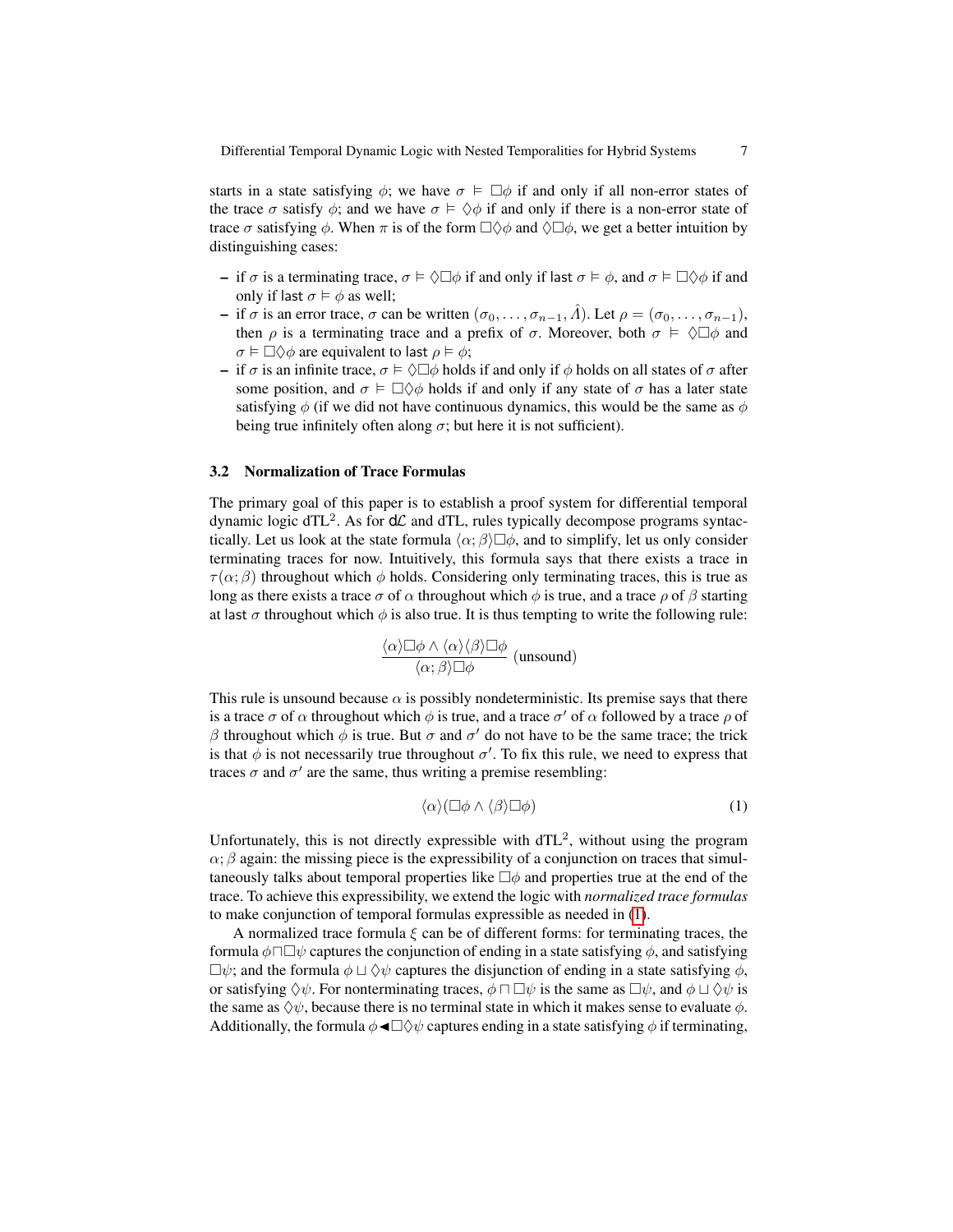starts in a state satisfying $\phi$; we have $\sigma \vDash \Box\phi$ if and only if all non-error states of the trace $\sigma$ satisfy $\phi$; and we have $\sigma \vDash \Diamond\phi$ if and only if there is a non-error state of trace $\sigma$ satisfying $\phi$. When $\pi$ is of the form $\Box\Diamond\phi$ and $\Diamond\Box\phi$, we get a better intuition by distinguishing cases:

- if $\sigma$ is a terminating trace, $\sigma \vDash \Diamond\Box\phi$ if and only if $\mathsf{last}\,\sigma \vDash \phi$, and $\sigma \vDash \Box\Diamond\phi$ if and only if $\mathsf{last}\,\sigma \vDash \phi$ as well;
- if $\sigma$ is an error trace, $\sigma$ can be written $(\sigma_0, \ldots, \sigma_{n-1}, \hat{\Lambda})$. Let $\rho = (\sigma_0, \ldots, \sigma_{n-1})$, then $\rho$ is a terminating trace and a prefix of $\sigma$. Moreover, both $\sigma \vDash \Diamond\Box\phi$ and $\sigma \vDash \Box\Diamond\phi$ are equivalent to $\mathsf{last}\,\rho \vDash \phi$;
- if $\sigma$ is an infinite trace, $\sigma \vDash \Diamond\Box\phi$ holds if and only if $\phi$ holds on all states of $\sigma$ after some position, and $\sigma \vDash \Box\Diamond\phi$ holds if and only if any state of $\sigma$ has a later state satisfying $\phi$ (if we did not have continuous dynamics, this would be the same as $\phi$ being true infinitely often along $\sigma$; but here it is not sufficient).

### 3.2 Normalization of Trace Formulas

The primary goal of this paper is to establish a proof system for differential temporal dynamic logic dTL$^2$. As for d$\mathcal{L}$ and dTL, rules typically decompose programs syntactically. Let us look at the state formula $\langle\alpha;\beta\rangle\Box\phi$, and to simplify, let us only consider terminating traces for now. Intuitively, this formula says that there exists a trace in $\tau(\alpha;\beta)$ throughout which $\phi$ holds. Considering only terminating traces, this is true as long as there exists a trace $\sigma$ of $\alpha$ throughout which $\phi$ is true, and a trace $\rho$ of $\beta$ starting at $\mathsf{last}\,\sigma$ throughout which $\phi$ is also true. It is thus tempting to write the following rule:

$$\frac{\langle\alpha\rangle\Box\phi \wedge \langle\alpha\rangle\langle\beta\rangle\Box\phi}{\langle\alpha;\beta\rangle\Box\phi}\ (\text{unsound})$$

This rule is unsound because $\alpha$ is possibly nondeterministic. Its premise says that there is a trace $\sigma$ of $\alpha$ throughout which $\phi$ is true, and a trace $\sigma'$ of $\alpha$ followed by a trace $\rho$ of $\beta$ throughout which $\phi$ is true. But $\sigma$ and $\sigma'$ do not have to be the same trace; the trick is that $\phi$ is not necessarily true throughout $\sigma'$. To fix this rule, we need to express that traces $\sigma$ and $\sigma'$ are the same, thus writing a premise resembling:

$$\langle\alpha\rangle(\Box\phi \wedge \langle\beta\rangle\Box\phi) \tag{1}$$

Unfortunately, this is not directly expressible with dTL$^2$, without using the program $\alpha;\beta$ again: the missing piece is the expressibility of a conjunction on traces that simultaneously talks about temporal properties like $\Box\phi$ and properties true at the end of the trace. To achieve this expressibility, we extend the logic with *normalized trace formulas* to make conjunction of temporal formulas expressible as needed in (1).

A normalized trace formula $\xi$ can be of different forms: for terminating traces, the formula $\phi \sqcap \Box\psi$ captures the conjunction of ending in a state satisfying $\phi$, and satisfying $\Box\psi$; and the formula $\phi \sqcup \Diamond\psi$ captures the disjunction of ending in a state satisfying $\phi$, or satisfying $\Diamond\psi$. For nonterminating traces, $\phi \sqcap \Box\psi$ is the same as $\Box\psi$, and $\phi \sqcup \Diamond\psi$ is the same as $\Diamond\psi$, because there is no terminal state in which it makes sense to evaluate $\phi$. Additionally, the formula $\phi \blacktriangleleft \Box\Diamond\psi$ captures ending in a state satisfying $\phi$ if terminating,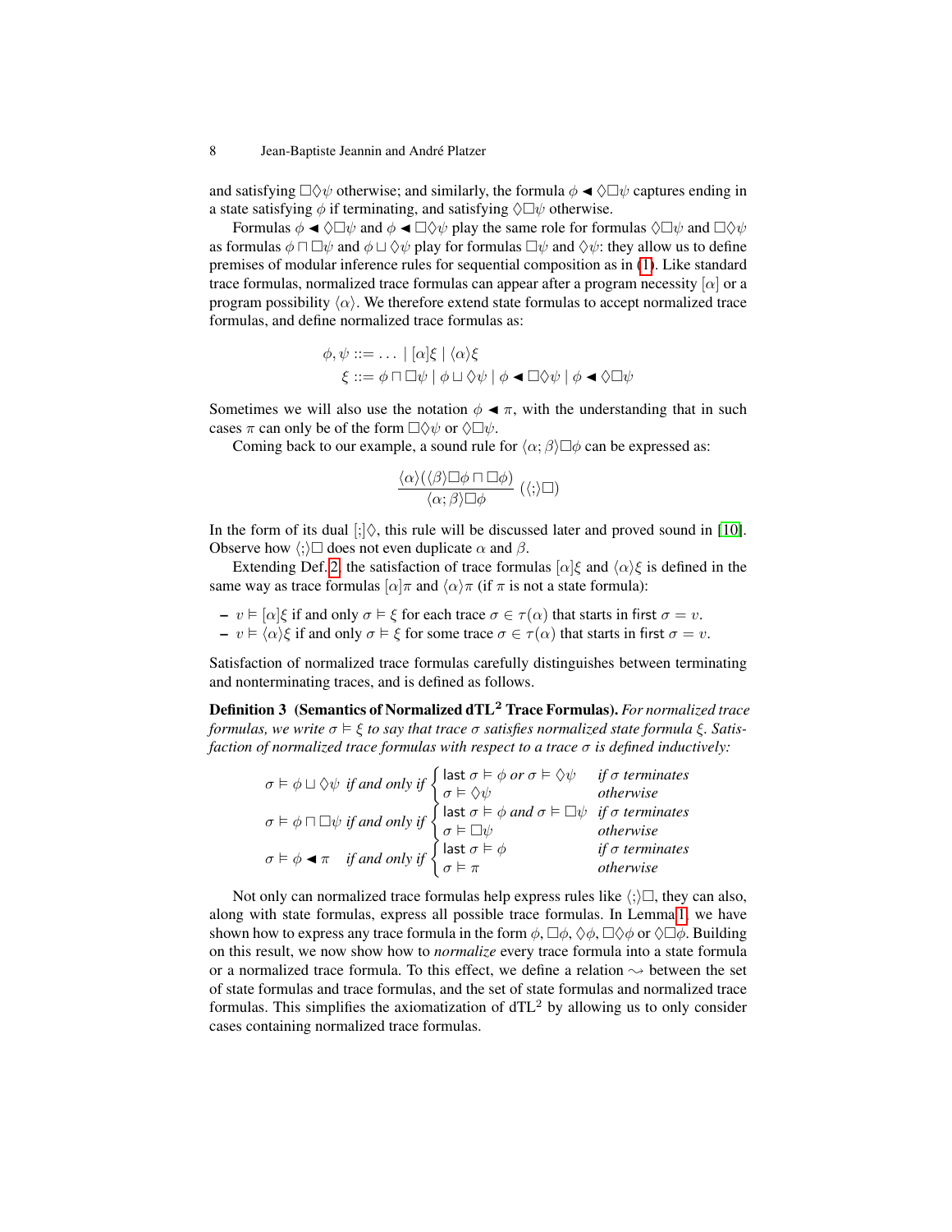and satisfying $\Box\Diamond\psi$ otherwise; and similarly, the formula $\phi \blacktriangleleft \Diamond\Box\psi$ captures ending in a state satisfying $\phi$ if terminating, and satisfying $\Diamond\Box\psi$ otherwise.

Formulas $\phi \blacktriangleleft \Diamond\Box\psi$ and $\phi \blacktriangleleft \Box\Diamond\psi$ play the same role for formulas $\Diamond\Box\psi$ and $\Box\Diamond\psi$ as formulas $\phi \sqcap \Box\psi$ and $\phi \sqcup \Diamond\psi$ play for formulas $\Box\psi$ and $\Diamond\psi$: they allow us to define premises of modular inference rules for sequential composition as in (1). Like standard trace formulas, normalized trace formulas can appear after a program necessity $[\alpha]$ or a program possibility $\langle\alpha\rangle$. We therefore extend state formulas to accept normalized trace formulas, and define normalized trace formulas as:

$$\phi, \psi ::= \ldots \mid [\alpha]\xi \mid \langle\alpha\rangle\xi$$
$$\xi ::= \phi \sqcap \Box\psi \mid \phi \sqcup \Diamond\psi \mid \phi \blacktriangleleft \Box\Diamond\psi \mid \phi \blacktriangleleft \Diamond\Box\psi$$

Sometimes we will also use the notation $\phi \blacktriangleleft \pi$, with the understanding that in such cases $\pi$ can only be of the form $\Box\Diamond\psi$ or $\Diamond\Box\psi$.

Coming back to our example, a sound rule for $\langle\alpha;\beta\rangle\Box\phi$ can be expressed as:

$$\frac{\langle\alpha\rangle(\langle\beta\rangle\Box\phi \sqcap \Box\phi)}{\langle\alpha;\beta\rangle\Box\phi}\ (\langle;\rangle\Box)$$

In the form of its dual $[;]\Diamond$, this rule will be discussed later and proved sound in [10]. Observe how $\langle;\rangle\Box$ does not even duplicate $\alpha$ and $\beta$.

Extending Def. 2, the satisfaction of trace formulas $[\alpha]\xi$ and $\langle\alpha\rangle\xi$ is defined in the same way as trace formulas $[\alpha]\pi$ and $\langle\alpha\rangle\pi$ (if $\pi$ is not a state formula):

- $v \vDash [\alpha]\xi$ if and only if $\sigma \vDash \xi$ for each trace $\sigma \in \tau(\alpha)$ that starts in first $\sigma = v$.
- $v \vDash \langle\alpha\rangle\xi$ if and only if $\sigma \vDash \xi$ for some trace $\sigma \in \tau(\alpha)$ that starts in first $\sigma = v$.

Satisfaction of normalized trace formulas carefully distinguishes between terminating and nonterminating traces, and is defined as follows.

**Definition 3 (Semantics of Normalized dTL$^2$ Trace Formulas).** *For normalized trace formulas, we write $\sigma \vDash \xi$ to say that trace $\sigma$ satisfies normalized state formula $\xi$. Satisfaction of normalized trace formulas with respect to a trace $\sigma$ is defined inductively:*

$$\sigma \vDash \phi \sqcup \Diamond\psi \text{ if and only if } \begin{cases} \text{last } \sigma \vDash \phi \text{ or } \sigma \vDash \Diamond\psi & \text{if } \sigma \text{ terminates} \\ \sigma \vDash \Diamond\psi & \text{otherwise} \end{cases}$$

$$\sigma \vDash \phi \sqcap \Box\psi \text{ if and only if } \begin{cases} \text{last } \sigma \vDash \phi \text{ and } \sigma \vDash \Box\psi & \text{if } \sigma \text{ terminates} \\ \sigma \vDash \Box\psi & \text{otherwise} \end{cases}$$

$$\sigma \vDash \phi \blacktriangleleft \pi \quad \text{if and only if } \begin{cases} \text{last } \sigma \vDash \phi & \text{if } \sigma \text{ terminates} \\ \sigma \vDash \pi & \text{otherwise} \end{cases}$$

Not only can normalized trace formulas help express rules like $\langle;\rangle\Box$, they can also, along with state formulas, express all possible trace formulas. In Lemma 1, we have shown how to express any trace formula in the form $\phi$, $\Box\phi$, $\Diamond\phi$, $\Box\Diamond\phi$ or $\Diamond\Box\phi$. Building on this result, we now show how to *normalize* every trace formula into a state formula or a normalized trace formula. To this effect, we define a relation $\rightsquigarrow$ between the set of state formulas and trace formulas, and the set of state formulas and normalized trace formulas. This simplifies the axiomatization of dTL$^2$ by allowing us to only consider cases containing normalized trace formulas.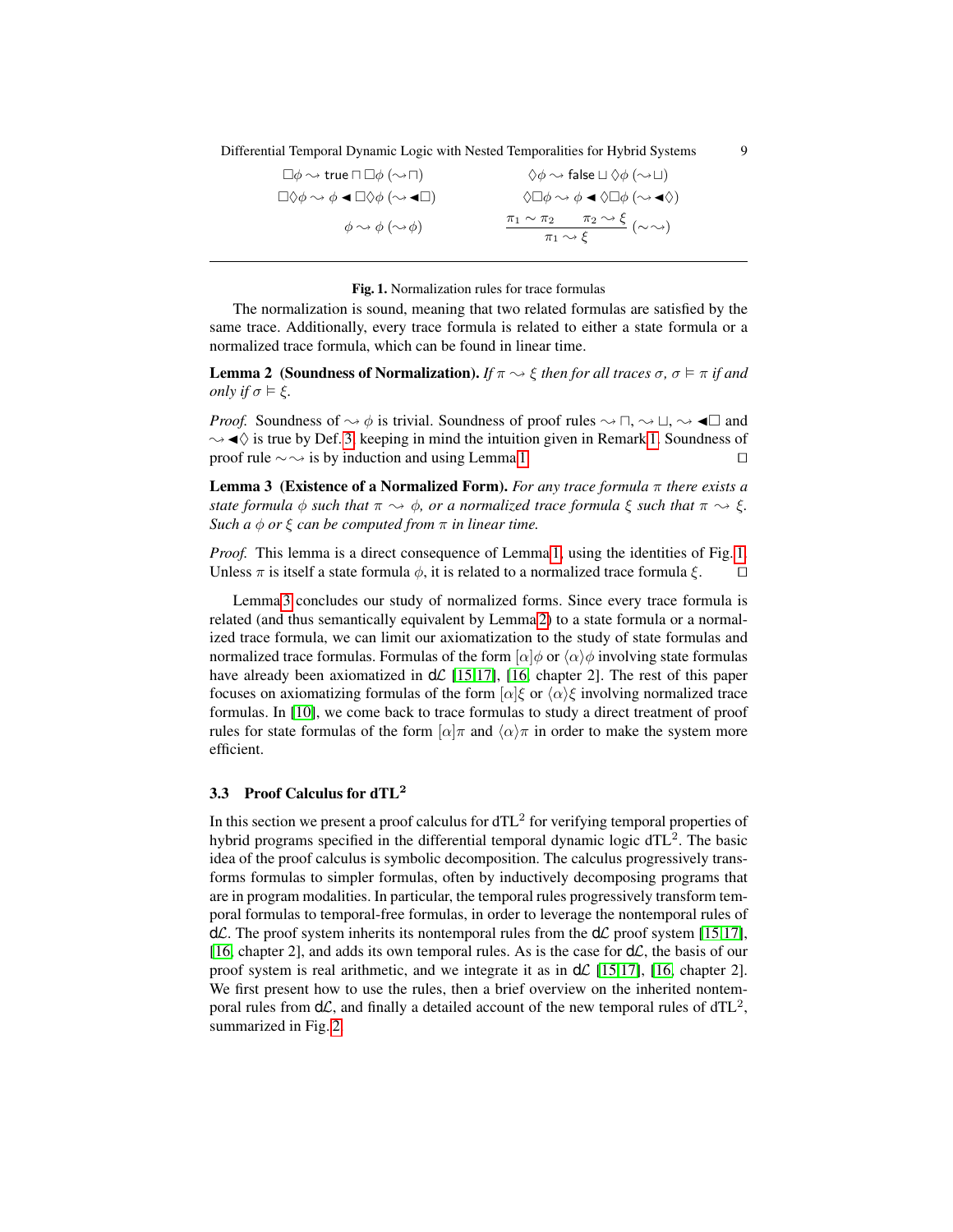$$\Box\phi \rightsquigarrow \mathsf{true} \sqcap \Box\phi \ (\rightsquigarrow\sqcap) \qquad \Diamond\phi \rightsquigarrow \mathsf{false} \sqcup \Diamond\phi \ (\rightsquigarrow\sqcup)$$

$$\Box\Diamond\phi \rightsquigarrow \phi \blacktriangleleft \Box\Diamond\phi \ (\rightsquigarrow\blacktriangleleft\Box) \qquad \Diamond\Box\phi \rightsquigarrow \phi \blacktriangleleft \Diamond\Box\phi \ (\rightsquigarrow\blacktriangleleft\Diamond)$$

$$\phi \rightsquigarrow \phi \ (\rightsquigarrow\phi) \qquad \frac{\pi_1 \sim \pi_2 \qquad \pi_2 \rightsquigarrow \xi}{\pi_1 \rightsquigarrow \xi} \ (\sim\rightsquigarrow)$$

**Fig. 1.** Normalization rules for trace formulas

The normalization is sound, meaning that two related formulas are satisfied by the same trace. Additionally, every trace formula is related to either a state formula or a normalized trace formula, which can be found in linear time.

**Lemma 2 (Soundness of Normalization).** *If $\pi \rightsquigarrow \xi$ then for all traces $\sigma$, $\sigma \vDash \pi$ if and only if $\sigma \vDash \xi$.*

*Proof.* Soundness of $\rightsquigarrow \phi$ is trivial. Soundness of proof rules $\rightsquigarrow \sqcap$, $\rightsquigarrow \sqcup$, $\rightsquigarrow \blacktriangleleft\Box$ and $\rightsquigarrow \blacktriangleleft\Diamond$ is true by Def. 3, keeping in mind the intuition given in Remark 1. Soundness of proof rule $\sim\rightsquigarrow$ is by induction and using Lemma 1. $\square$

**Lemma 3 (Existence of a Normalized Form).** *For any trace formula $\pi$ there exists a state formula $\phi$ such that $\pi \rightsquigarrow \phi$, or a normalized trace formula $\xi$ such that $\pi \rightsquigarrow \xi$. Such a $\phi$ or $\xi$ can be computed from $\pi$ in linear time.*

*Proof.* This lemma is a direct consequence of Lemma 1, using the identities of Fig. 1. Unless $\pi$ is itself a state formula $\phi$, it is related to a normalized trace formula $\xi$. $\square$

Lemma 3 concludes our study of normalized forms. Since every trace formula is related (and thus semantically equivalent by Lemma 2) to a state formula or a normalized trace formula, we can limit our axiomatization to the study of state formulas and normalized trace formulas. Formulas of the form $[\alpha]\phi$ or $\langle\alpha\rangle\phi$ involving state formulas have already been axiomatized in d$\mathcal{L}$ [15,17], [16, chapter 2]. The rest of this paper focuses on axiomatizing formulas of the form $[\alpha]\xi$ or $\langle\alpha\rangle\xi$ involving normalized trace formulas. In [10], we come back to trace formulas to study a direct treatment of proof rules for state formulas of the form $[\alpha]\pi$ and $\langle\alpha\rangle\pi$ in order to make the system more efficient.

### 3.3 Proof Calculus for dTL$^2$

In this section we present a proof calculus for dTL$^2$ for verifying temporal properties of hybrid programs specified in the differential temporal dynamic logic dTL$^2$. The basic idea of the proof calculus is symbolic decomposition. The calculus progressively transforms formulas to simpler formulas, often by inductively decomposing programs that are in program modalities. In particular, the temporal rules progressively transform temporal formulas to temporal-free formulas, in order to leverage the nontemporal rules of d$\mathcal{L}$. The proof system inherits its nontemporal rules from the d$\mathcal{L}$ proof system [15,17], [16, chapter 2], and adds its own temporal rules. As is the case for d$\mathcal{L}$, the basis of our proof system is real arithmetic, and we integrate it as in d$\mathcal{L}$ [15,17], [16, chapter 2]. We first present how to use the rules, then a brief overview on the inherited nontemporal rules from d$\mathcal{L}$, and finally a detailed account of the new temporal rules of dTL$^2$, summarized in Fig. 2.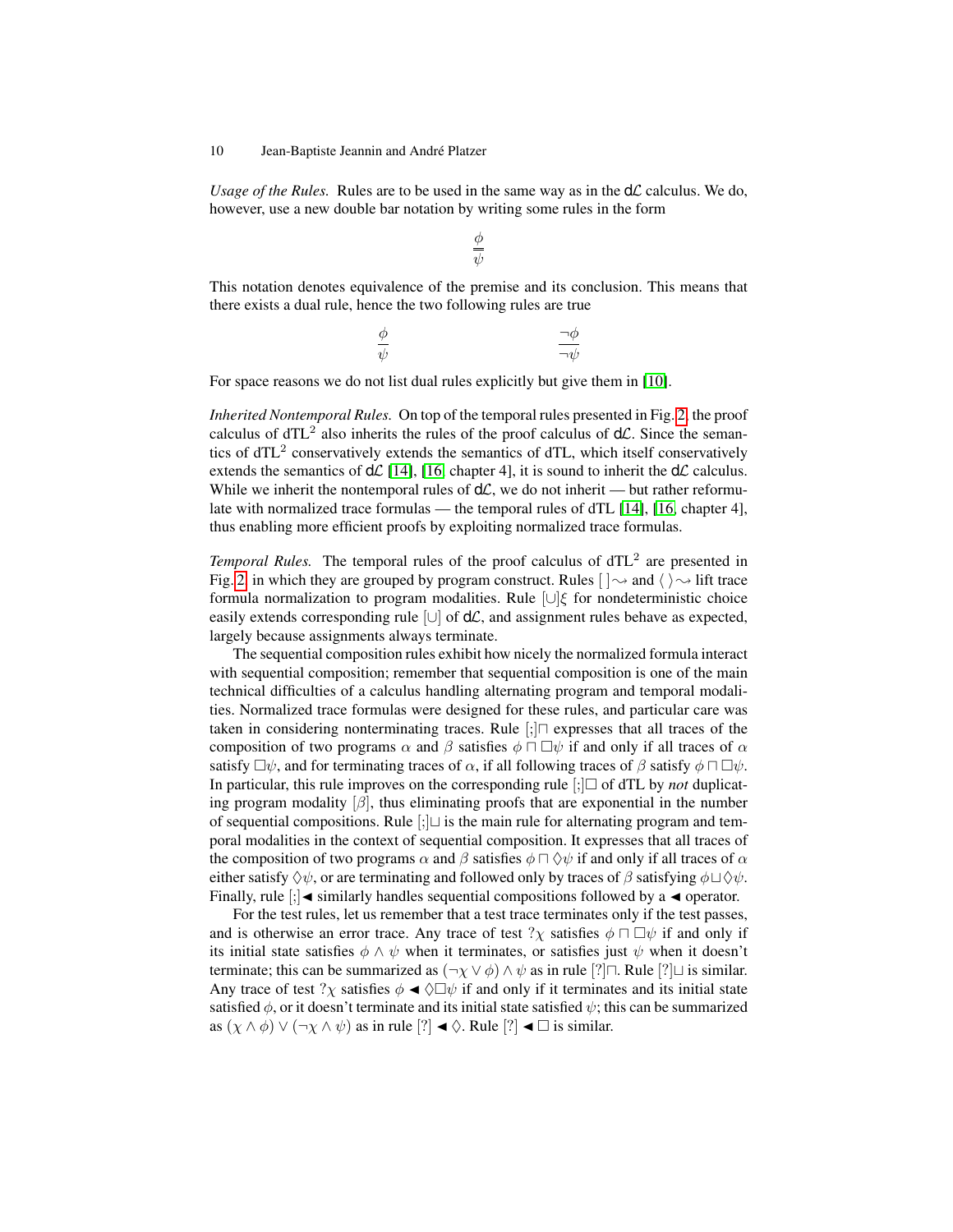*Usage of the Rules.* Rules are to be used in the same way as in the d$\mathcal{L}$ calculus. We do, however, use a new double bar notation by writing some rules in the form

$$\frac{\phi}{\overline{\overline{\psi}}}$$

This notation denotes equivalence of the premise and its conclusion. This means that there exists a dual rule, hence the two following rules are true

$$\frac{\phi}{\psi} \qquad\qquad \frac{\neg\phi}{\neg\psi}$$

For space reasons we do not list dual rules explicitly but give them in [10].

*Inherited Nontemporal Rules.* On top of the temporal rules presented in Fig. 2, the proof calculus of dTL$^2$ also inherits the rules of the proof calculus of d$\mathcal{L}$. Since the semantics of dTL$^2$ conservatively extends the semantics of dTL, which itself conservatively extends the semantics of d$\mathcal{L}$ [14], [16, chapter 4], it is sound to inherit the d$\mathcal{L}$ calculus. While we inherit the nontemporal rules of d$\mathcal{L}$, we do not inherit — but rather reformulate with normalized trace formulas — the temporal rules of dTL [14], [16, chapter 4], thus enabling more efficient proofs by exploiting normalized trace formulas.

*Temporal Rules.* The temporal rules of the proof calculus of dTL$^2$ are presented in Fig. 2, in which they are grouped by program construct. Rules $[\,]\rightsquigarrow$ and $\langle\,\rangle\rightsquigarrow$ lift trace formula normalization to program modalities. Rule $[\cup]\xi$ for nondeterministic choice easily extends corresponding rule $[\cup]$ of d$\mathcal{L}$, and assignment rules behave as expected, largely because assignments always terminate.

The sequential composition rules exhibit how nicely the normalized formula interact with sequential composition; remember that sequential composition is one of the main technical difficulties of a calculus handling alternating program and temporal modalities. Normalized trace formulas were designed for these rules, and particular care was taken in considering nonterminating traces. Rule $[;]\sqcap$ expresses that all traces of the composition of two programs $\alpha$ and $\beta$ satisfies $\phi \sqcap \Box\psi$ if and only if all traces of $\alpha$ satisfy $\Box\psi$, and for terminating traces of $\alpha$, if all following traces of $\beta$ satisfy $\phi \sqcap \Box\psi$. In particular, this rule improves on the corresponding rule $[;]\Box$ of dTL by *not* duplicating program modality $[\beta]$, thus eliminating proofs that are exponential in the number of sequential compositions. Rule $[;]\sqcup$ is the main rule for alternating program and temporal modalities in the context of sequential composition. It expresses that all traces of the composition of two programs $\alpha$ and $\beta$ satisfies $\phi \sqcap \Diamond\psi$ if and only if all traces of $\alpha$ either satisfy $\Diamond\psi$, or are terminating and followed only by traces of $\beta$ satisfying $\phi \sqcup \Diamond\psi$. Finally, rule $[;]\blacktriangleleft$ similarly handles sequential compositions followed by a $\blacktriangleleft$ operator.

For the test rules, let us remember that a test trace terminates only if the test passes, and is otherwise an error trace. Any trace of test $?\chi$ satisfies $\phi \sqcap \Box\psi$ if and only if its initial state satisfies $\phi \wedge \psi$ when it terminates, or satisfies just $\psi$ when it doesn't terminate; this can be summarized as $(\neg\chi \vee \phi) \wedge \psi$ as in rule $[?]\sqcap$. Rule $[?]\sqcup$ is similar. Any trace of test $?\chi$ satisfies $\phi \blacktriangleleft \Diamond\Box\psi$ if and only if it terminates and its initial state satisfied $\phi$, or it doesn't terminate and its initial state satisfied $\psi$; this can be summarized as $(\chi \wedge \phi) \vee (\neg\chi \wedge \psi)$ as in rule $[?]\blacktriangleleft\Diamond$. Rule $[?]\blacktriangleleft\Box$ is similar.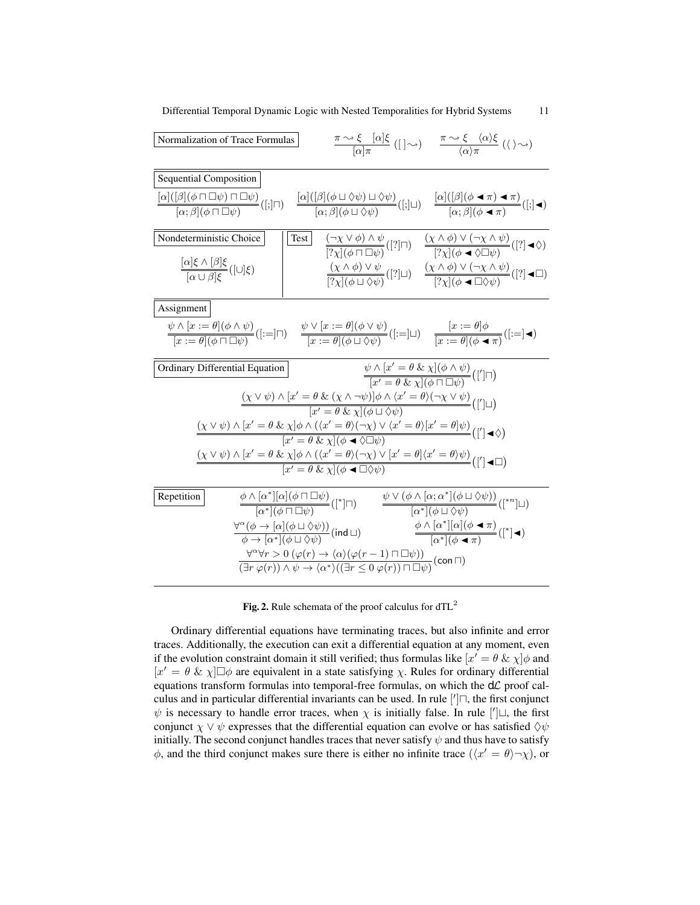**Normalization of Trace Formulas**

$$\frac{\pi \rightsquigarrow \xi \quad [\alpha]\xi}{[\alpha]\pi}\,([\,]\rightsquigarrow) \qquad \frac{\pi \rightsquigarrow \xi \quad \langle\alpha\rangle\xi}{\langle\alpha\rangle\pi}\,(\langle\,\rangle\rightsquigarrow)$$

**Sequential Composition**

$$\frac{[\alpha]([\beta](\phi \sqcap \Box\psi) \sqcap \Box\psi)}{[\alpha;\beta](\phi \sqcap \Box\psi)}\,([;]\sqcap) \qquad \frac{[\alpha]([\beta](\phi \sqcup \Diamond\psi) \sqcup \Diamond\psi)}{[\alpha;\beta](\phi \sqcup \Diamond\psi)}\,([;]\sqcup) \qquad \frac{[\alpha]([\beta](\phi \blacktriangleleft \pi) \blacktriangleleft \pi)}{[\alpha;\beta](\phi \blacktriangleleft \pi)}\,([;]\blacktriangleleft)$$

**Nondeterministic Choice**

$$\frac{[\alpha]\xi \wedge [\beta]\xi}{[\alpha \cup \beta]\xi}\,([\cup]\xi)$$

**Test**

$$\frac{(\neg\chi \vee \phi) \wedge \psi}{[?\chi](\phi \sqcap \Box\psi)}\,([?]\sqcap) \qquad \frac{(\chi \wedge \phi) \vee (\neg\chi \wedge \psi)}{[?\chi](\phi \blacktriangleleft \Diamond\Box\psi)}\,([?]\blacktriangleleft\Diamond)$$

$$\frac{(\chi \wedge \phi) \vee \psi}{[?\chi](\phi \sqcup \Diamond\psi)}\,([?]\sqcup) \qquad \frac{(\chi \wedge \phi) \vee (\neg\chi \wedge \psi)}{[?\chi](\phi \blacktriangleleft \Box\Diamond\psi)}\,([?]\blacktriangleleft\Box)$$

**Assignment**

$$\frac{\psi \wedge [x := \theta](\phi \wedge \psi)}{[x := \theta](\phi \sqcap \Box\psi)}\,([:=]\sqcap) \qquad \frac{\psi \vee [x := \theta](\phi \vee \psi)}{[x := \theta](\phi \sqcup \Diamond\psi)}\,([:=]\sqcup) \qquad \frac{[x := \theta]\phi}{[x := \theta](\phi \blacktriangleleft \pi)}\,([:=]\blacktriangleleft)$$

**Ordinary Differential Equation**

$$\frac{\psi \wedge [x' = \theta \,\&\, \chi](\phi \wedge \psi)}{[x' = \theta \,\&\, \chi](\phi \sqcap \Box\psi)}\,([']\sqcap)$$

$$\frac{(\chi \vee \psi) \wedge [x' = \theta \,\&\, (\chi \wedge \neg\psi)]\phi \wedge \langle x' = \theta\rangle(\neg\chi \vee \psi)}{[x' = \theta \,\&\, \chi](\phi \sqcup \Diamond\psi)}\,([']\sqcup)$$

$$\frac{(\chi \vee \psi) \wedge [x' = \theta \,\&\, \chi]\phi \wedge (\langle x' = \theta\rangle(\neg\chi) \vee \langle x' = \theta\rangle[x' = \theta]\psi)}{[x' = \theta \,\&\, \chi](\phi \blacktriangleleft \Diamond\Box\psi)}\,([']\blacktriangleleft\Diamond)$$

$$\frac{(\chi \vee \psi) \wedge [x' = \theta \,\&\, \chi]\phi \wedge (\langle x' = \theta\rangle(\neg\chi) \vee [x' = \theta]\langle x' = \theta\rangle\psi)}{[x' = \theta \,\&\, \chi](\phi \blacktriangleleft \Box\Diamond\psi)}\,([']\blacktriangleleft\Box)$$

**Repetition**

$$\frac{\phi \wedge [\alpha^*][\alpha](\phi \sqcap \Box\psi)}{[\alpha^*](\phi \sqcap \Box\psi)}\,([^*]\sqcap) \qquad \frac{\psi \vee (\phi \wedge [\alpha;\alpha^*](\phi \sqcup \Diamond\psi))}{[\alpha^*](\phi \sqcup \Diamond\psi)}\,([^{*n}]\sqcup)$$

$$\frac{\forall^\alpha(\phi \rightarrow [\alpha](\phi \sqcup \Diamond\psi))}{\phi \rightarrow [\alpha^*](\phi \sqcup \Diamond\psi)}\,(\mathsf{ind}\sqcup) \qquad \frac{\phi \wedge [\alpha^*][\alpha](\phi \blacktriangleleft \pi)}{[\alpha^*](\phi \blacktriangleleft \pi)}\,([^*]\blacktriangleleft)$$

$$\frac{\forall^\alpha\forall r > 0\,(\varphi(r) \rightarrow \langle\alpha\rangle(\varphi(r-1) \sqcap \Box\psi))}{(\exists r\,\varphi(r)) \wedge \psi \rightarrow \langle\alpha^*\rangle((\exists r \leq 0\,\varphi(r)) \sqcap \Box\psi)}\,(\mathsf{con}\sqcap)$$

**Fig. 2.** Rule schemata of the proof calculus for dTL$^2$

Ordinary differential equations have terminating traces, but also infinite and error traces. Additionally, the execution can exit a differential equation at any moment, even if the evolution constraint domain it still verified; thus formulas like $[x' = \theta \,\&\, \chi]\phi$ and $[x' = \theta \,\&\, \chi]\Box\phi$ are equivalent in a state satisfying $\chi$. Rules for ordinary differential equations transform formulas into temporal-free formulas, on which the d$\mathcal{L}$ proof calculus and in particular differential invariants can be used. In rule $[']\sqcap$, the first conjunct $\psi$ is necessary to handle error traces, when $\chi$ is initially false. In rule $[']\sqcup$, the first conjunct $\chi \vee \psi$ expresses that the differential equation can evolve or has satisfied $\Diamond\psi$ initially. The second conjunct handles traces that never satisfy $\psi$ and thus have to satisfy $\phi$, and the third conjunct makes sure there is either no infinite trace ($\langle x' = \theta\rangle\neg\chi$), or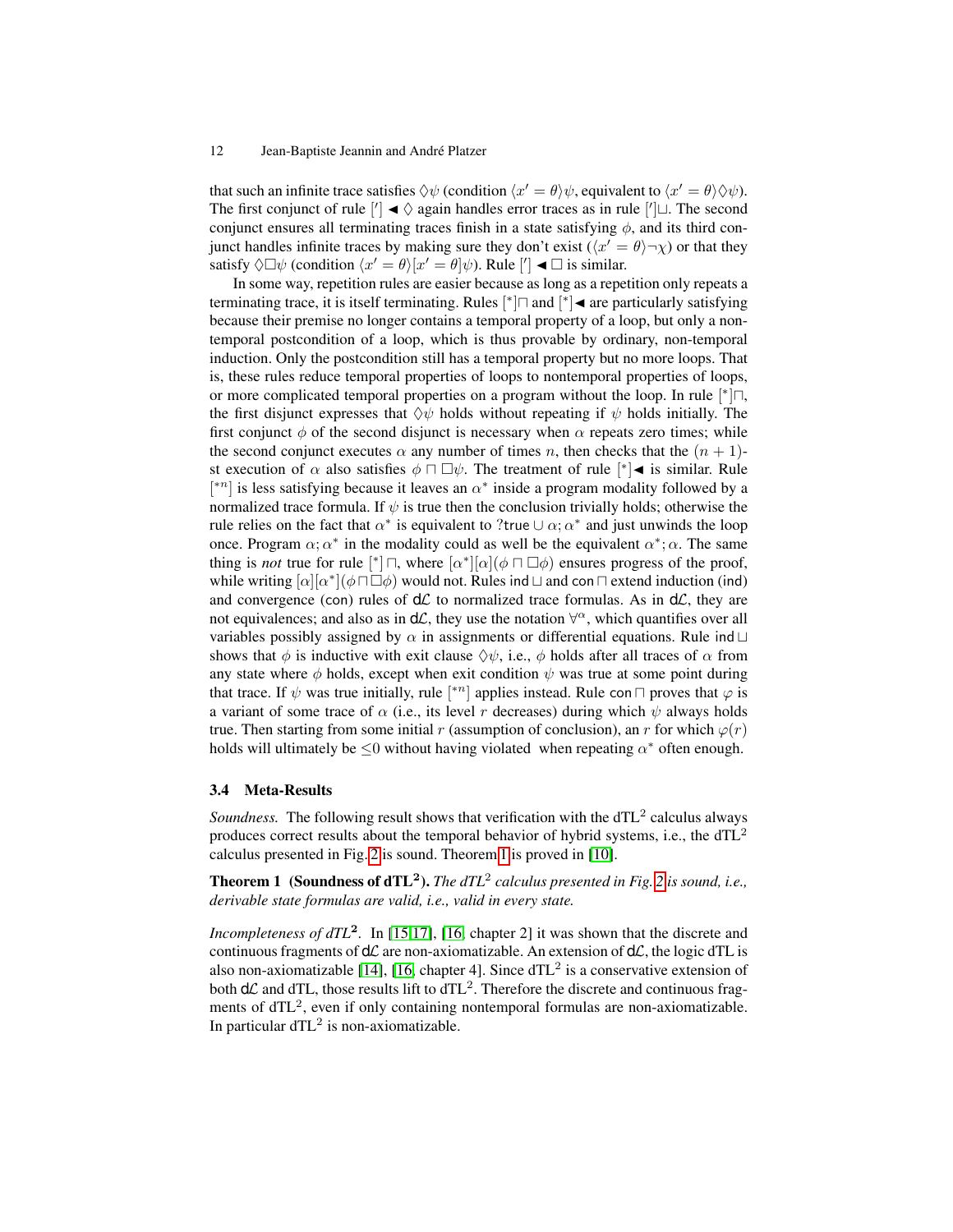that such an infinite trace satisfies $\Diamond\psi$ (condition $\langle x' = \theta\rangle\psi$, equivalent to $\langle x' = \theta\rangle\Diamond\psi$). The first conjunct of rule $[']\blacktriangleleft\Diamond$ again handles error traces as in rule $[']\sqcup$. The second conjunct ensures all terminating traces finish in a state satisfying $\phi$, and its third conjunct handles infinite traces by making sure they don't exist ($\langle x' = \theta\rangle\neg\chi$) or that they satisfy $\Diamond\Box\psi$ (condition $\langle x' = \theta\rangle[x' = \theta]\psi$). Rule $[']\blacktriangleleft\Box$ is similar.

In some way, repetition rules are easier because as long as a repetition only repeats a terminating trace, it is itself terminating. Rules $[^*]\sqcap$ and $[^*]\blacktriangleleft$ are particularly satisfying because their premise no longer contains a temporal property of a loop, but only a nontemporal postcondition of a loop, which is thus provable by ordinary, non-temporal induction. Only the postcondition still has a temporal property but no more loops. That is, these rules reduce temporal properties of loops to nontemporal properties of loops, or more complicated temporal properties on a program without the loop. In rule $[^*]\sqcap$, the first disjunct expresses that $\Diamond\psi$ holds without repeating if $\psi$ holds initially. The first conjunct $\phi$ of the second disjunct is necessary when $\alpha$ repeats zero times; while the second conjunct executes $\alpha$ any number of times $n$, then checks that the $(n+1)$-st execution of $\alpha$ also satisfies $\phi \sqcap \Box\psi$. The treatment of rule $[^*]\blacktriangleleft$ is similar. Rule $[^{*n}]$ is less satisfying because it leaves an $\alpha^*$ inside a program modality followed by a normalized trace formula. If $\psi$ is true then the conclusion trivially holds; otherwise the rule relies on the fact that $\alpha^*$ is equivalent to $?\mathtt{true} \cup \alpha; \alpha^*$ and just unwinds the loop once. Program $\alpha; \alpha^*$ in the modality could as well be the equivalent $\alpha^*; \alpha$. The same thing is *not* true for rule $[^*]\sqcap$, where $[\alpha^*][\alpha](\phi \sqcap \Box\phi)$ ensures progress of the proof, while writing $[\alpha][\alpha^*](\phi \sqcap \Box\phi)$ would not. Rules ind$\sqcup$ and con$\sqcap$ extend induction (ind) and convergence (con) rules of d$\mathcal{L}$ to normalized trace formulas. As in d$\mathcal{L}$, they are not equivalences; and also as in d$\mathcal{L}$, they use the notation $\forall^\alpha$, which quantifies over all variables possibly assigned by $\alpha$ in assignments or differential equations. Rule ind$\sqcup$ shows that $\phi$ is inductive with exit clause $\Diamond\psi$, i.e., $\phi$ holds after all traces of $\alpha$ from any state where $\phi$ holds, except when exit condition $\psi$ was true at some point during that trace. If $\psi$ was true initially, rule $[^{*n}]$ applies instead. Rule con$\sqcap$ proves that $\varphi$ is a variant of some trace of $\alpha$ (i.e., its level $r$ decreases) during which $\psi$ always holds true. Then starting from some initial $r$ (assumption of conclusion), an $r$ for which $\varphi(r)$ holds will ultimately be $\leq 0$ without having violated  when repeating $\alpha^*$ often enough.

### 3.4 Meta-Results

*Soundness.* The following result shows that verification with the dTL$^2$ calculus always produces correct results about the temporal behavior of hybrid systems, i.e., the dTL$^2$ calculus presented in Fig. 2 is sound. Theorem 1 is proved in [10].

**Theorem 1 (Soundness of dTL$^2$).** *The dTL$^2$ calculus presented in Fig. 2 is sound, i.e., derivable state formulas are valid, i.e., valid in every state.*

*Incompleteness of dTL$^2$.* In [15,17], [16, chapter 2] it was shown that the discrete and continuous fragments of d$\mathcal{L}$ are non-axiomatizable. An extension of d$\mathcal{L}$, the logic dTL is also non-axiomatizable [14], [16, chapter 4]. Since dTL$^2$ is a conservative extension of both d$\mathcal{L}$ and dTL, those results lift to dTL$^2$. Therefore the discrete and continuous fragments of dTL$^2$, even if only containing nontemporal formulas are non-axiomatizable. In particular dTL$^2$ is non-axiomatizable.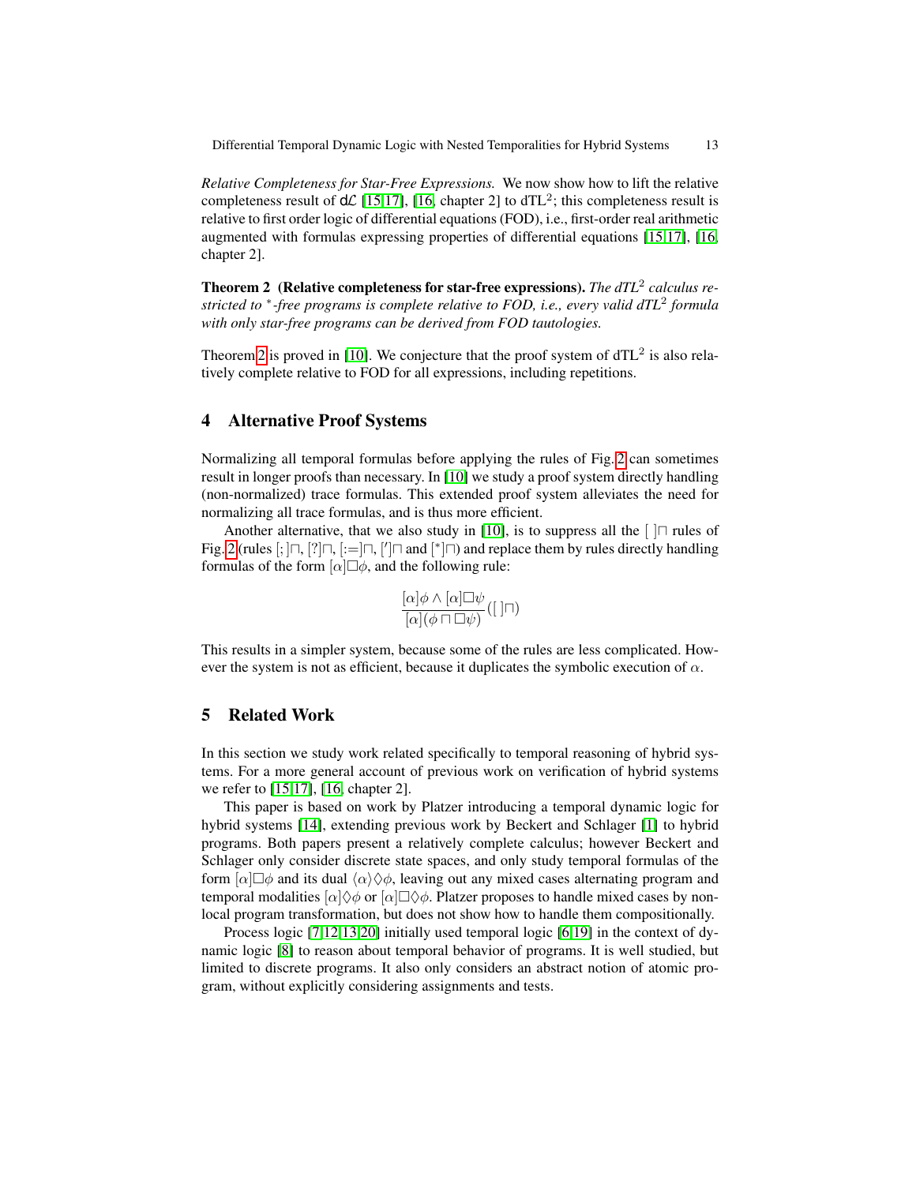*Relative Completeness for Star-Free Expressions.* We now show how to lift the relative completeness result of $d\mathcal{L}$ [15,17], [16, chapter 2] to dTL$^2$; this completeness result is relative to first order logic of differential equations (FOD), i.e., first-order real arithmetic augmented with formulas expressing properties of differential equations [15,17], [16, chapter 2].

**Theorem 2 (Relative completeness for star-free expressions).** *The dTL$^2$ calculus restricted to $^*$-free programs is complete relative to FOD, i.e., every valid dTL$^2$ formula with only star-free programs can be derived from FOD tautologies.*

Theorem 2 is proved in [10]. We conjecture that the proof system of dTL$^2$ is also relatively complete relative to FOD for all expressions, including repetitions.

## 4 Alternative Proof Systems

Normalizing all temporal formulas before applying the rules of Fig. 2 can sometimes result in longer proofs than necessary. In [10] we study a proof system directly handling (non-normalized) trace formulas. This extended proof system alleviates the need for normalizing all trace formulas, and is thus more efficient.

Another alternative, that we also study in [10], is to suppress all the $[\,]\sqcap$ rules of Fig. 2 (rules $[;]\sqcap$, $[?]\sqcap$, $[:=]\sqcap$, $[']\sqcap$ and $[^*]\sqcap$) and replace them by rules directly handling formulas of the form $[\alpha]\Box\phi$, and the following rule:

$$\frac{[\alpha]\phi \wedge [\alpha]\Box\psi}{[\alpha](\phi \sqcap \Box\psi)}\,([\,]\sqcap)$$

This results in a simpler system, because some of the rules are less complicated. However the system is not as efficient, because it duplicates the symbolic execution of $\alpha$.

## 5 Related Work

In this section we study work related specifically to temporal reasoning of hybrid systems. For a more general account of previous work on verification of hybrid systems we refer to [15,17], [16, chapter 2].

This paper is based on work by Platzer introducing a temporal dynamic logic for hybrid systems [14], extending previous work by Beckert and Schlager [1] to hybrid programs. Both papers present a relatively complete calculus; however Beckert and Schlager only consider discrete state spaces, and only study temporal formulas of the form $[\alpha]\Box\phi$ and its dual $\langle\alpha\rangle\Diamond\phi$, leaving out any mixed cases alternating program and temporal modalities $[\alpha]\Diamond\phi$ or $[\alpha]\Box\Diamond\phi$. Platzer proposes to handle mixed cases by non-local program transformation, but does not show how to handle them compositionally.

Process logic [7,12,13,20] initially used temporal logic [6,19] in the context of dynamic logic [8] to reason about temporal behavior of programs. It is well studied, but limited to discrete programs. It also only considers an abstract notion of atomic program, without explicitly considering assignments and tests.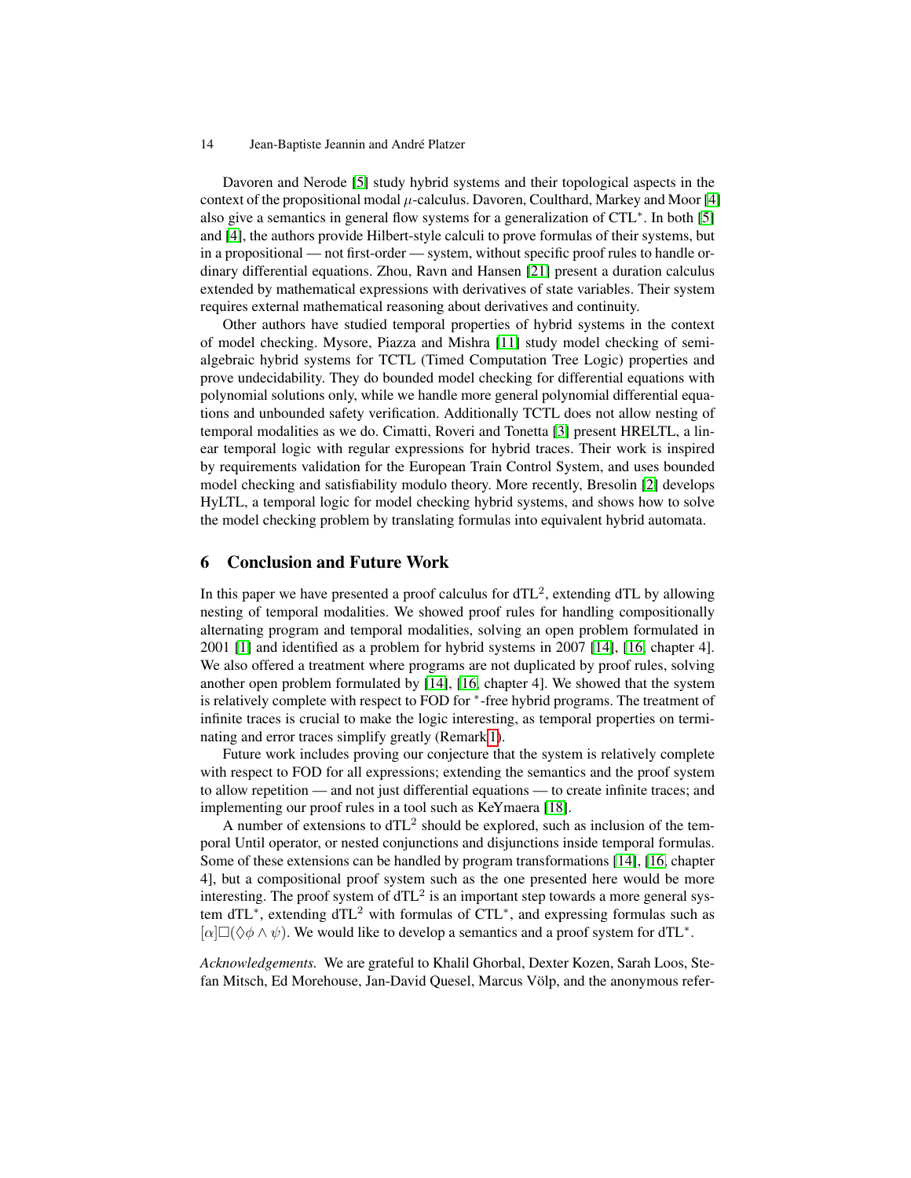Davoren and Nerode [5] study hybrid systems and their topological aspects in the context of the propositional modal $\mu$-calculus. Davoren, Coulthard, Markey and Moor [4] also give a semantics in general flow systems for a generalization of CTL$^*$. In both [5] and [4], the authors provide Hilbert-style calculi to prove formulas of their systems, but in a propositional — not first-order — system, without specific proof rules to handle ordinary differential equations. Zhou, Ravn and Hansen [21] present a duration calculus extended by mathematical expressions with derivatives of state variables. Their system requires external mathematical reasoning about derivatives and continuity.

Other authors have studied temporal properties of hybrid systems in the context of model checking. Mysore, Piazza and Mishra [11] study model checking of semi-algebraic hybrid systems for TCTL (Timed Computation Tree Logic) properties and prove undecidability. They do bounded model checking for differential equations with polynomial solutions only, while we handle more general polynomial differential equations and unbounded safety verification. Additionally TCTL does not allow nesting of temporal modalities as we do. Cimatti, Roveri and Tonetta [3] present HRELTL, a linear temporal logic with regular expressions for hybrid traces. Their work is inspired by requirements validation for the European Train Control System, and uses bounded model checking and satisfiability modulo theory. More recently, Bresolin [2] develops HyLTL, a temporal logic for model checking hybrid systems, and shows how to solve the model checking problem by translating formulas into equivalent hybrid automata.

## 6 Conclusion and Future Work

In this paper we have presented a proof calculus for dTL$^2$, extending dTL by allowing nesting of temporal modalities. We showed proof rules for handling compositionally alternating program and temporal modalities, solving an open problem formulated in 2001 [1] and identified as a problem for hybrid systems in 2007 [14], [16, chapter 4]. We also offered a treatment where programs are not duplicated by proof rules, solving another open problem formulated by [14], [16, chapter 4]. We showed that the system is relatively complete with respect to FOD for $^*$-free hybrid programs. The treatment of infinite traces is crucial to make the logic interesting, as temporal properties on terminating and error traces simplify greatly (Remark 1).

Future work includes proving our conjecture that the system is relatively complete with respect to FOD for all expressions; extending the semantics and the proof system to allow repetition — and not just differential equations — to create infinite traces; and implementing our proof rules in a tool such as KeYmaera [18].

A number of extensions to dTL$^2$ should be explored, such as inclusion of the temporal Until operator, or nested conjunctions and disjunctions inside temporal formulas. Some of these extensions can be handled by program transformations [14], [16, chapter 4], but a compositional proof system such as the one presented here would be more interesting. The proof system of dTL$^2$ is an important step towards a more general system dTL$^*$, extending dTL$^2$ with formulas of CTL$^*$, and expressing formulas such as $[\alpha]\Box(\Diamond\phi \wedge \psi)$. We would like to develop a semantics and a proof system for dTL$^*$.

*Acknowledgements.* We are grateful to Khalil Ghorbal, Dexter Kozen, Sarah Loos, Stefan Mitsch, Ed Morehouse, Jan-David Quesel, Marcus Völp, and the anonymous refer-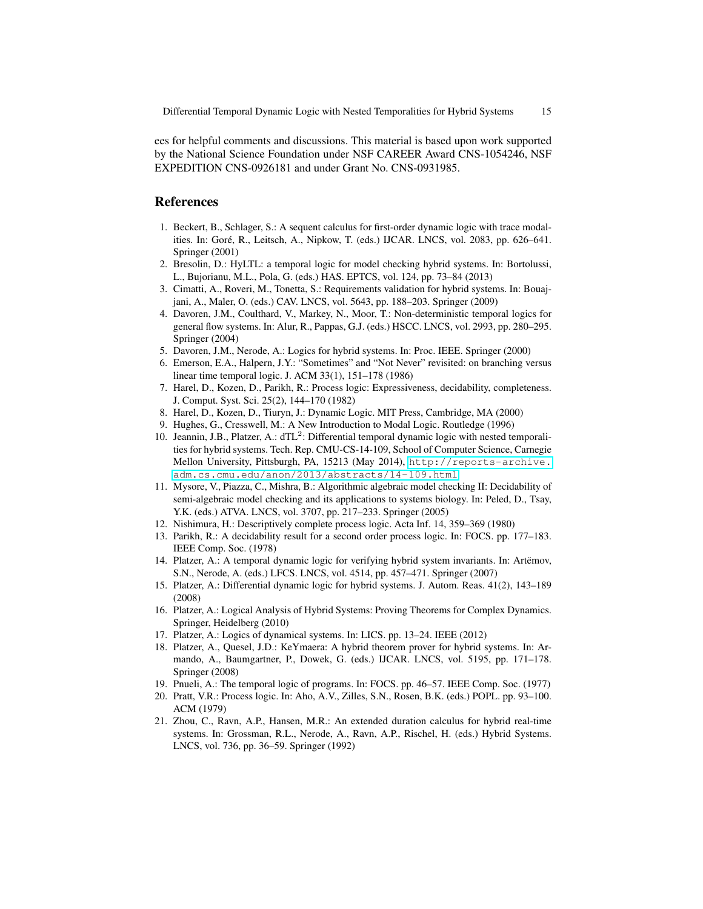ees for helpful comments and discussions. This material is based upon work supported by the National Science Foundation under NSF CAREER Award CNS-1054246, NSF EXPEDITION CNS-0926181 and under Grant No. CNS-0931985.

## References

1. Beckert, B., Schlager, S.: A sequent calculus for first-order dynamic logic with trace modalities. In: Goré, R., Leitsch, A., Nipkow, T. (eds.) IJCAR. LNCS, vol. 2083, pp. 626–641. Springer (2001)
2. Bresolin, D.: HyLTL: a temporal logic for model checking hybrid systems. In: Bortolussi, L., Bujorianu, M.L., Pola, G. (eds.) HAS. EPTCS, vol. 124, pp. 73–84 (2013)
3. Cimatti, A., Roveri, M., Tonetta, S.: Requirements validation for hybrid systems. In: Bouajjani, A., Maler, O. (eds.) CAV. LNCS, vol. 5643, pp. 188–203. Springer (2009)
4. Davoren, J.M., Coulthard, V., Markey, N., Moor, T.: Non-deterministic temporal logics for general flow systems. In: Alur, R., Pappas, G.J. (eds.) HSCC. LNCS, vol. 2993, pp. 280–295. Springer (2004)
5. Davoren, J.M., Nerode, A.: Logics for hybrid systems. In: Proc. IEEE. Springer (2000)
6. Emerson, E.A., Halpern, J.Y.: "Sometimes" and "Not Never" revisited: on branching versus linear time temporal logic. J. ACM 33(1), 151–178 (1986)
7. Harel, D., Kozen, D., Parikh, R.: Process logic: Expressiveness, decidability, completeness. J. Comput. Syst. Sci. 25(2), 144–170 (1982)
8. Harel, D., Kozen, D., Tiuryn, J.: Dynamic Logic. MIT Press, Cambridge, MA (2000)
9. Hughes, G., Cresswell, M.: A New Introduction to Modal Logic. Routledge (1996)
10. Jeannin, J.B., Platzer, A.: dTL$^2$: Differential temporal dynamic logic with nested temporalities for hybrid systems. Tech. Rep. CMU-CS-14-109, School of Computer Science, Carnegie Mellon University, Pittsburgh, PA, 15213 (May 2014), http://reports-archive.adm.cs.cmu.edu/anon/2013/abstracts/14-109.html
11. Mysore, V., Piazza, C., Mishra, B.: Algorithmic algebraic model checking II: Decidability of semi-algebraic model checking and its applications to systems biology. In: Peled, D., Tsay, Y.K. (eds.) ATVA. LNCS, vol. 3707, pp. 217–233. Springer (2005)
12. Nishimura, H.: Descriptively complete process logic. Acta Inf. 14, 359–369 (1980)
13. Parikh, R.: A decidability result for a second order process logic. In: FOCS. pp. 177–183. IEEE Comp. Soc. (1978)
14. Platzer, A.: A temporal dynamic logic for verifying hybrid system invariants. In: Artëmov, S.N., Nerode, A. (eds.) LFCS. LNCS, vol. 4514, pp. 457–471. Springer (2007)
15. Platzer, A.: Differential dynamic logic for hybrid systems. J. Autom. Reas. 41(2), 143–189 (2008)
16. Platzer, A.: Logical Analysis of Hybrid Systems: Proving Theorems for Complex Dynamics. Springer, Heidelberg (2010)
17. Platzer, A.: Logics of dynamical systems. In: LICS. pp. 13–24. IEEE (2012)
18. Platzer, A., Quesel, J.D.: KeYmaera: A hybrid theorem prover for hybrid systems. In: Armando, A., Baumgartner, P., Dowek, G. (eds.) IJCAR. LNCS, vol. 5195, pp. 171–178. Springer (2008)
19. Pnueli, A.: The temporal logic of programs. In: FOCS. pp. 46–57. IEEE Comp. Soc. (1977)
20. Pratt, V.R.: Process logic. In: Aho, A.V., Zilles, S.N., Rosen, B.K. (eds.) POPL. pp. 93–100. ACM (1979)
21. Zhou, C., Ravn, A.P., Hansen, M.R.: An extended duration calculus for hybrid real-time systems. In: Grossman, R.L., Nerode, A., Ravn, A.P., Rischel, H. (eds.) Hybrid Systems. LNCS, vol. 736, pp. 36–59. Springer (1992)